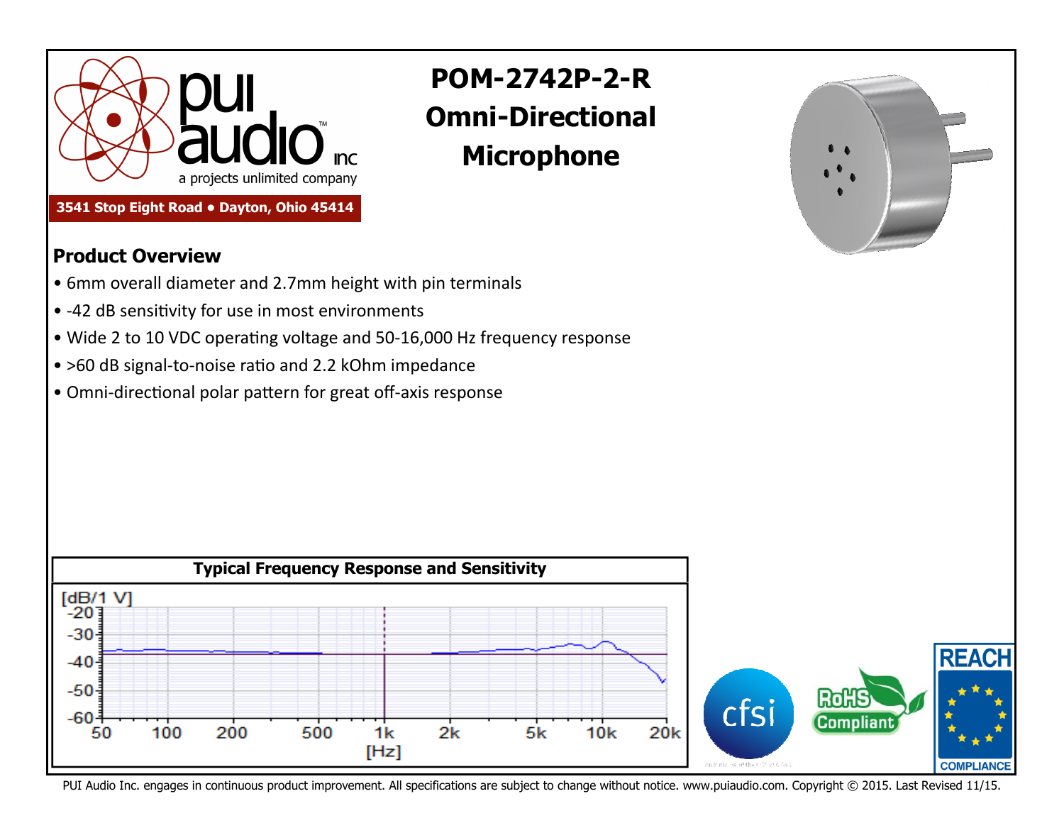# POM-2742P-2-R Omni-Directional Microphone

pui audio inc
a projects unlimited company

**3541 Stop Eight Road • Dayton, Ohio 45414**

## Product Overview

- 6mm overall diameter and 2.7mm height with pin terminals
- -42 dB sensitivity for use in most environments
- Wide 2 to 10 VDC operating voltage and 50-16,000 Hz frequency response
- >60 dB signal-to-noise ratio and 2.2 kOhm impedance
- Omni-directional polar pattern for great off-axis response

**Typical Frequency Response and Sensitivity**

PUI Audio Inc. engages in continuous product improvement. All specifications are subject to change without notice. www.puiaudio.com. Copyright © 2015. Last Revised 11/15.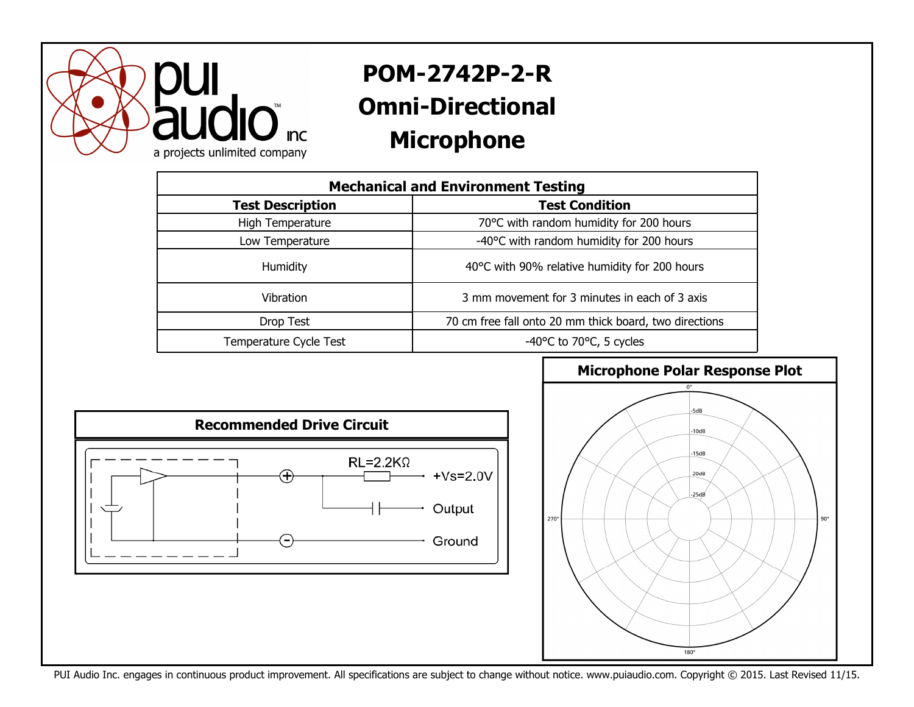pui audio inc
a projects unlimited company

# POM-2742P-2-R
# Omni-Directional Microphone

| Mechanical and Environment Testing | |
|---|---|
| **Test Description** | **Test Condition** |
| High Temperature | 70°C with random humidity for 200 hours |
| Low Temperature | -40°C with random humidity for 200 hours |
| Humidity | 40°C with 90% relative humidity for 200 hours |
| Vibration | 3 mm movement for 3 minutes in each of 3 axis |
| Drop Test | 70 cm free fall onto 20 mm thick board, two directions |
| Temperature Cycle Test | -40°C to 70°C, 5 cycles |

## Recommended Drive Circuit

RL=2.2KΩ

+Vs=2.0V

Output

Ground

## Microphone Polar Response Plot

0°

-5dB

-10dB

-15dB

20dB

-25dB

270°

90°

180°

PUI Audio Inc. engages in continuous product improvement. All specifications are subject to change without notice. www.puiaudio.com. Copyright © 2015. Last Revised 11/15.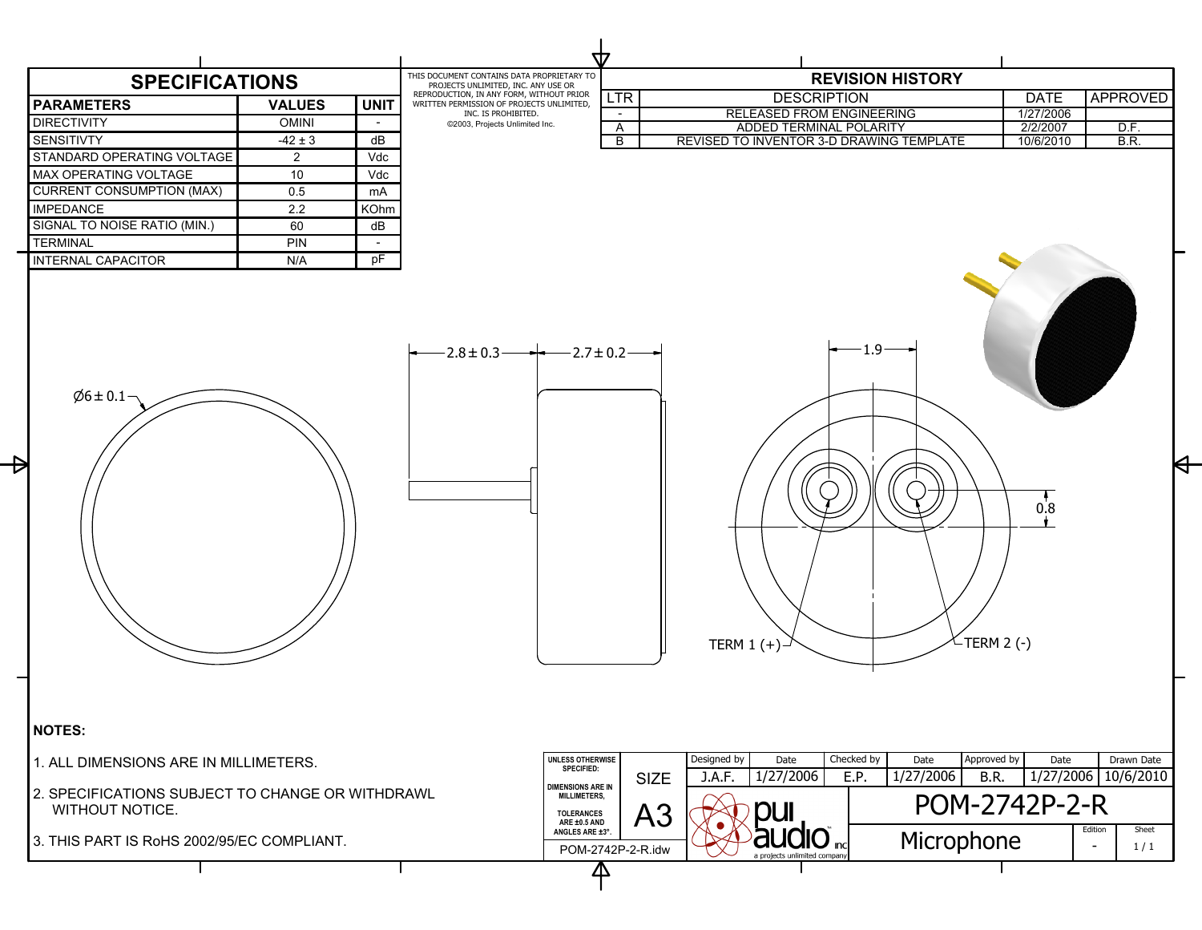## SPECIFICATIONS

| PARAMETERS | VALUES | UNIT |
|---|---|---|
| DIRECTIVITY | OMINI | - |
| SENSITIVTY | -42 ± 3 | dB |
| STANDARD OPERATING VOLTAGE | 2 | Vdc |
| MAX OPERATING VOLTAGE | 10 | Vdc |
| CURRENT CONSUMPTION (MAX) | 0.5 | mA |
| IMPEDANCE | 2.2 | KOhm |
| SIGNAL TO NOISE RATIO (MIN.) | 60 | dB |
| TERMINAL | PIN | - |
| INTERNAL CAPACITOR | N/A | pF |

THIS DOCUMENT CONTAINS DATA PROPRIETARY TO PROJECTS UNLIMITED, INC. ANY USE OR REPRODUCTION, IN ANY FORM, WITHOUT PRIOR WRITTEN PERMISSION OF PROJECTS UNLIMITED, INC. IS PROHIBITED.
©2003, Projects Unlimited Inc.

## REVISION HISTORY

| LTR | DESCRIPTION | DATE | APPROVED |
|---|---|---|---|
| - | RELEASED FROM ENGINEERING | 1/27/2006 | |
| A | ADDED TERMINAL POLARITY | 2/2/2007 | D.F. |
| B | REVISED TO INVENTOR 3-D DRAWING TEMPLATE | 10/6/2010 | B.R. |

Ø6 ± 0.1

2.8 ± 0.3

2.7 ± 0.2

1.9

0.8

TERM 1 (+)

TERM 2 (-)

**NOTES:**

1. ALL DIMENSIONS ARE IN MILLIMETERS.
2. SPECIFICATIONS SUBJECT TO CHANGE OR WITHDRAWL WITHOUT NOTICE.
3. THIS PART IS RoHS 2002/95/EC COMPLIANT.

| UNLESS OTHERWISE SPECIFIED: DIMENSIONS ARE IN MILLIMETERS, TOLERANCES ARE ±0.5 AND ANGLES ARE ±3°. | SIZE | Designed by | Date | Checked by | Date | Approved by | Date | Drawn Date |
|---|---|---|---|---|---|---|---|---|
| | A3 | J.A.F. | 1/27/2006 | E.P. | 1/27/2006 | B.R. | 1/27/2006 | 10/6/2010 |
| POM-2742P-2-R.idw | | pui audio inc (a projects unlimited company) | | POM-2742P-2-R | | | | |
| | | | | Microphone | | | Edition: - | Sheet: 1 / 1 |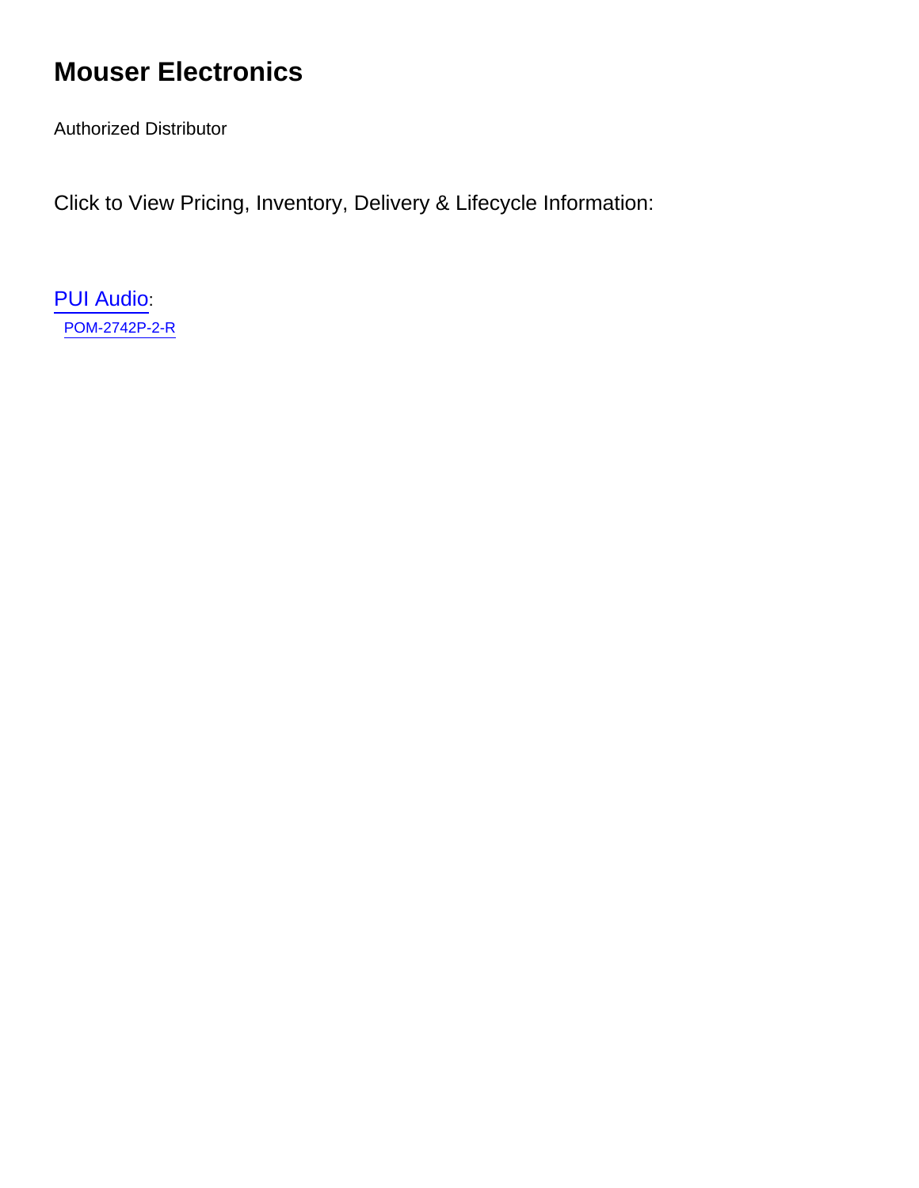# Mouser Electronics

Authorized Distributor

Click to View Pricing, Inventory, Delivery & Lifecycle Information:

PUI Audio:

POM-2742P-2-R